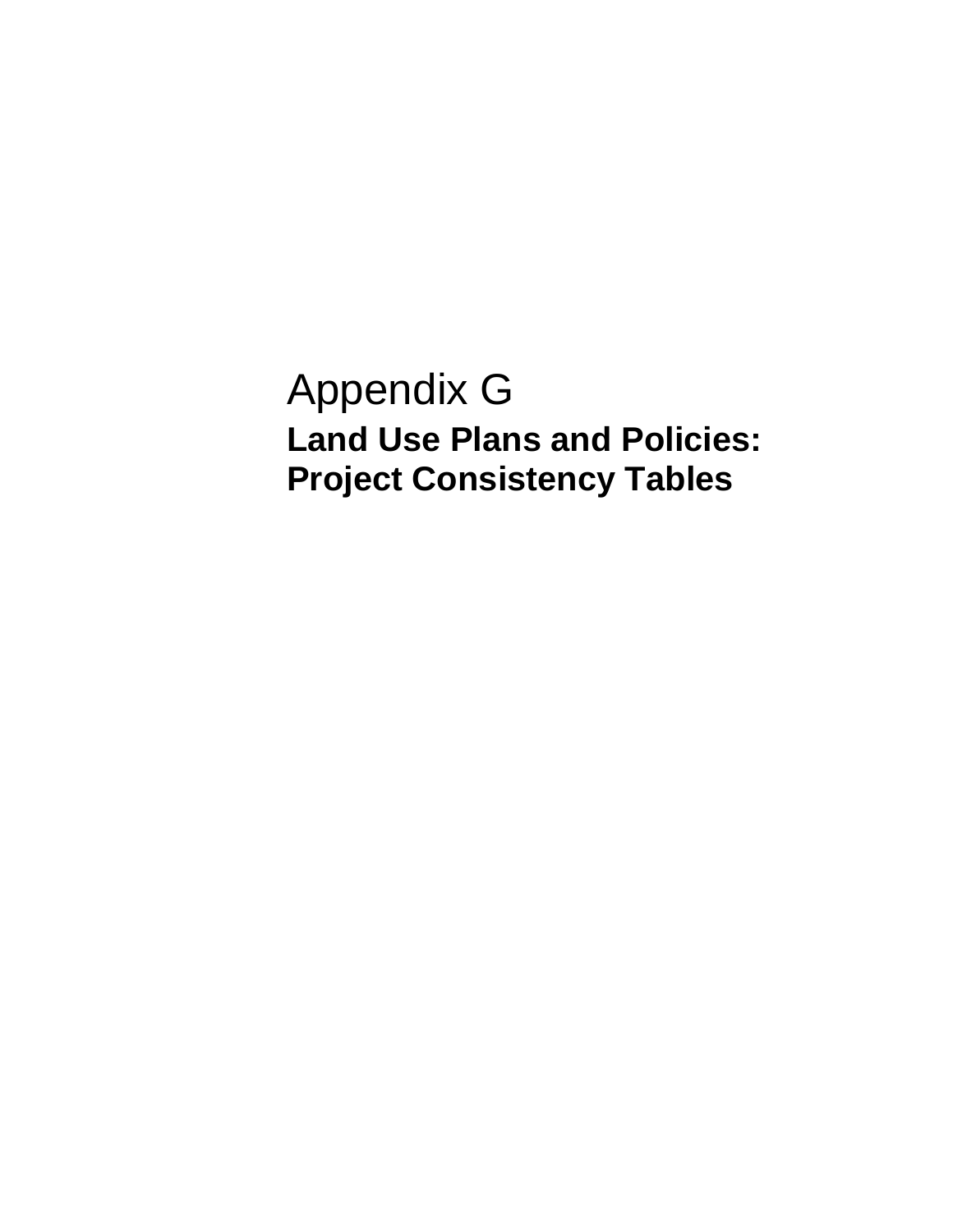# Appendix G

## Land Use Plans and Policies: Project Consistency Tables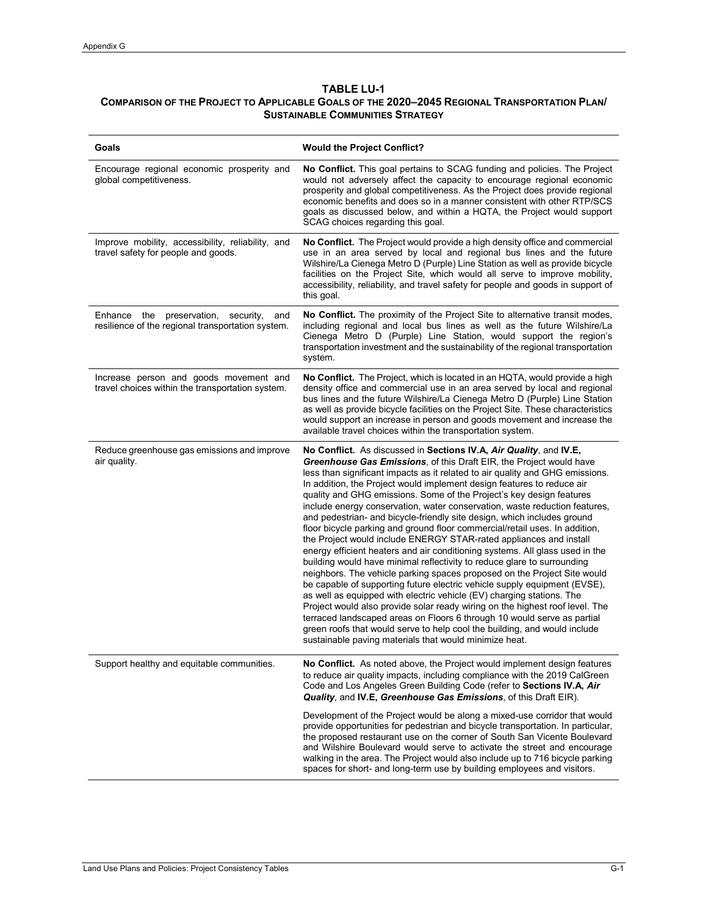## TABLE LU-1
### COMPARISON OF THE PROJECT TO APPLICABLE GOALS OF THE 2020–2045 REGIONAL TRANSPORTATION PLAN/ SUSTAINABLE COMMUNITIES STRATEGY

| Goals | Would the Project Conflict? |
|---|---|
| Encourage regional economic prosperity and global competitiveness. | **No Conflict.** This goal pertains to SCAG funding and policies. The Project would not adversely affect the capacity to encourage regional economic prosperity and global competitiveness. As the Project does provide regional economic benefits and does so in a manner consistent with other RTP/SCS goals as discussed below, and within a HQTA, the Project would support SCAG choices regarding this goal. |
| Improve mobility, accessibility, reliability, and travel safety for people and goods. | **No Conflict.** The Project would provide a high density office and commercial use in an area served by local and regional bus lines and the future Wilshire/La Cienega Metro D (Purple) Line Station as well as provide bicycle facilities on the Project Site, which would all serve to improve mobility, accessibility, reliability, and travel safety for people and goods in support of this goal. |
| Enhance the preservation, security, and resilience of the regional transportation system. | **No Conflict.** The proximity of the Project Site to alternative transit modes, including regional and local bus lines as well as the future Wilshire/La Cienega Metro D (Purple) Line Station, would support the region's transportation investment and the sustainability of the regional transportation system. |
| Increase person and goods movement and travel choices within the transportation system. | **No Conflict.** The Project, which is located in an HQTA, would provide a high density office and commercial use in an area served by local and regional bus lines and the future Wilshire/La Cienega Metro D (Purple) Line Station as well as provide bicycle facilities on the Project Site. These characteristics would support an increase in person and goods movement and increase the available travel choices within the transportation system. |
| Reduce greenhouse gas emissions and improve air quality. | **No Conflict.** As discussed in **Sections IV.A,** ***Air Quality***, and **IV.E,** ***Greenhouse Gas Emissions***, of this Draft EIR, the Project would have less than significant impacts as it related to air quality and GHG emissions. In addition, the Project would implement design features to reduce air quality and GHG emissions. Some of the Project's key design features include energy conservation, water conservation, waste reduction features, and pedestrian- and bicycle-friendly site design, which includes ground floor bicycle parking and ground floor commercial/retail uses. In addition, the Project would include ENERGY STAR-rated appliances and install energy efficient heaters and air conditioning systems. All glass used in the building would have minimal reflectivity to reduce glare to surrounding neighbors. The vehicle parking spaces proposed on the Project Site would be capable of supporting future electric vehicle supply equipment (EVSE), as well as equipped with electric vehicle (EV) charging stations. The Project would also provide solar ready wiring on the highest roof level. The terraced landscaped areas on Floors 6 through 10 would serve as partial green roofs that would serve to help cool the building, and would include sustainable paving materials that would minimize heat. |
| Support healthy and equitable communities. | **No Conflict.** As noted above, the Project would implement design features to reduce air quality impacts, including compliance with the 2019 CalGreen Code and Los Angeles Green Building Code (refer to **Sections IV.A,** ***Air Quality***, and **IV.E,** ***Greenhouse Gas Emissions***, of this Draft EIR).<br><br>Development of the Project would be along a mixed-use corridor that would provide opportunities for pedestrian and bicycle transportation. In particular, the proposed restaurant use on the corner of South San Vicente Boulevard and Wilshire Boulevard would serve to activate the street and encourage walking in the area. The Project would also include up to 716 bicycle parking spaces for short- and long-term use by building employees and visitors. |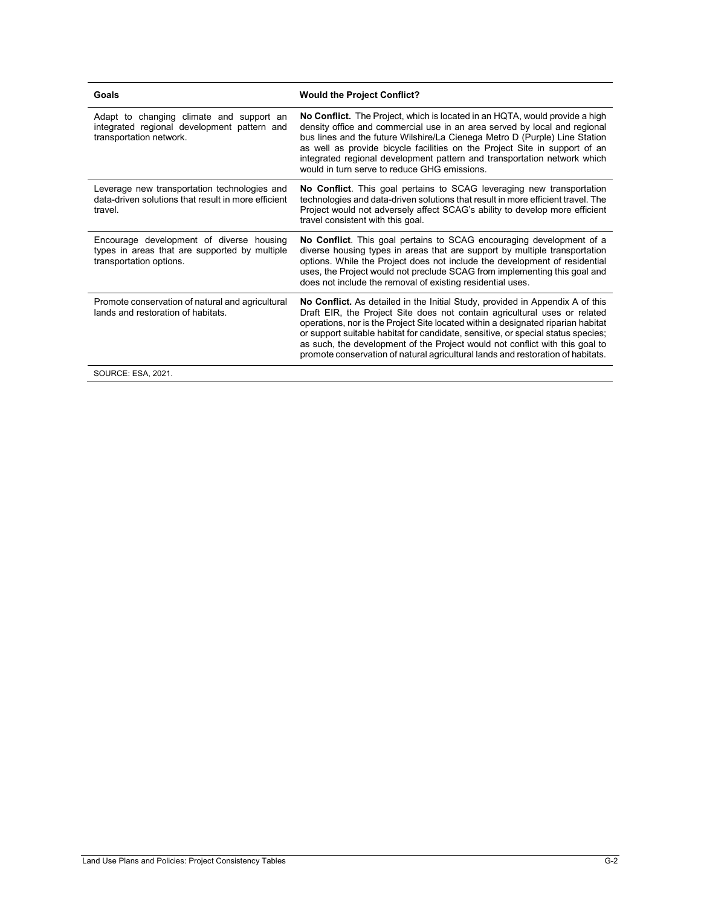| Goals | Would the Project Conflict? |
| --- | --- |
| Adapt to changing climate and support an integrated regional development pattern and transportation network. | **No Conflict.** The Project, which is located in an HQTA, would provide a high density office and commercial use in an area served by local and regional bus lines and the future Wilshire/La Cienega Metro D (Purple) Line Station as well as provide bicycle facilities on the Project Site in support of an integrated regional development pattern and transportation network which would in turn serve to reduce GHG emissions. |
| Leverage new transportation technologies and data-driven solutions that result in more efficient travel. | **No Conflict**. This goal pertains to SCAG leveraging new transportation technologies and data-driven solutions that result in more efficient travel. The Project would not adversely affect SCAG's ability to develop more efficient travel consistent with this goal. |
| Encourage development of diverse housing types in areas that are supported by multiple transportation options. | **No Conflict**. This goal pertains to SCAG encouraging development of a diverse housing types in areas that are support by multiple transportation options. While the Project does not include the development of residential uses, the Project would not preclude SCAG from implementing this goal and does not include the removal of existing residential uses. |
| Promote conservation of natural and agricultural lands and restoration of habitats. | **No Conflict.** As detailed in the Initial Study, provided in Appendix A of this Draft EIR, the Project Site does not contain agricultural uses or related operations, nor is the Project Site located within a designated riparian habitat or support suitable habitat for candidate, sensitive, or special status species; as such, the development of the Project would not conflict with this goal to promote conservation of natural agricultural lands and restoration of habitats. |

SOURCE: ESA, 2021.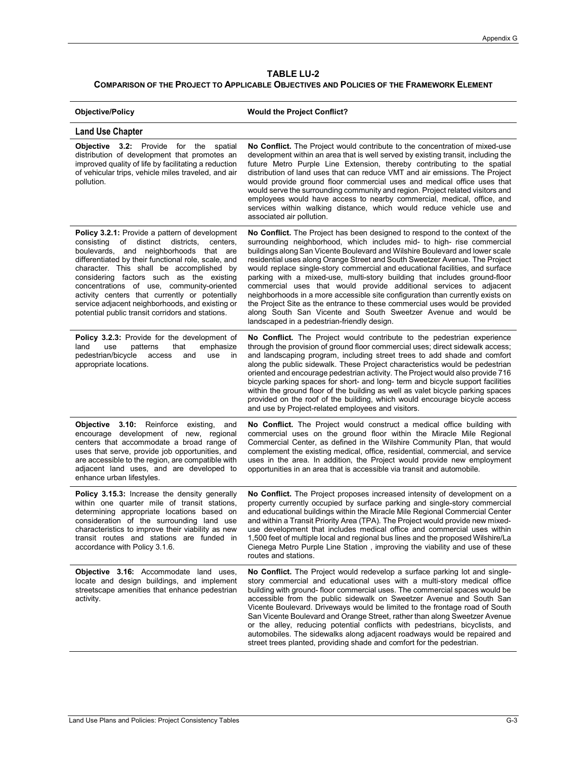**TABLE LU-2**
**COMPARISON OF THE PROJECT TO APPLICABLE OBJECTIVES AND POLICIES OF THE FRAMEWORK ELEMENT**

| Objective/Policy | Would the Project Conflict? |
|---|---|
| **Land Use Chapter** | |
| **Objective 3.2:** Provide for the spatial distribution of development that promotes an improved quality of life by facilitating a reduction of vehicular trips, vehicle miles traveled, and air pollution. | **No Conflict.** The Project would contribute to the concentration of mixed-use development within an area that is well served by existing transit, including the future Metro Purple Line Extension, thereby contributing to the spatial distribution of land uses that can reduce VMT and air emissions. The Project would provide ground floor commercial uses and medical office uses that would serve the surrounding community and region. Project related visitors and employees would have access to nearby commercial, medical, office, and services within walking distance, which would reduce vehicle use and associated air pollution. |
| **Policy 3.2.1:** Provide a pattern of development consisting of distinct districts, centers, boulevards, and neighborhoods that are differentiated by their functional role, scale, and character. This shall be accomplished by considering factors such as the existing concentrations of use, community-oriented activity centers that currently or potentially service adjacent neighborhoods, and existing or potential public transit corridors and stations. | **No Conflict.** The Project has been designed to respond to the context of the surrounding neighborhood, which includes mid- to high- rise commercial buildings along San Vicente Boulevard and Wilshire Boulevard and lower scale residential uses along Orange Street and South Sweetzer Avenue. The Project would replace single-story commercial and educational facilities, and surface parking with a mixed-use, multi-story building that includes ground-floor commercial uses that would provide additional services to adjacent neighborhoods in a more accessible site configuration than currently exists on the Project Site as the entrance to these commercial uses would be provided along South San Vicente and South Sweetzer Avenue and would be landscaped in a pedestrian-friendly design. |
| **Policy 3.2.3:** Provide for the development of land use patterns that emphasize pedestrian/bicycle access and use in appropriate locations. | **No Conflict.** The Project would contribute to the pedestrian experience through the provision of ground floor commercial uses; direct sidewalk access; and landscaping program, including street trees to add shade and comfort along the public sidewalk. These Project characteristics would be pedestrian oriented and encourage pedestrian activity. The Project would also provide 716 bicycle parking spaces for short- and long- term and bicycle support facilities within the ground floor of the building as well as valet bicycle parking spaces provided on the roof of the building, which would encourage bicycle access and use by Project-related employees and visitors. |
| **Objective 3.10:** Reinforce existing, and encourage development of new, regional centers that accommodate a broad range of uses that serve, provide job opportunities, and are accessible to the region, are compatible with adjacent land uses, and are developed to enhance urban lifestyles. | **No Conflict.** The Project would construct a medical office building with commercial uses on the ground floor within the Miracle Mile Regional Commercial Center, as defined in the Wilshire Community Plan, that would complement the existing medical, office, residential, commercial, and service uses in the area. In addition, the Project would provide new employment opportunities in an area that is accessible via transit and automobile. |
| **Policy 3.15.3:** Increase the density generally within one quarter mile of transit stations, determining appropriate locations based on consideration of the surrounding land use characteristics to improve their viability as new transit routes and stations are funded in accordance with Policy 3.1.6. | **No Conflict.** The Project proposes increased intensity of development on a property currently occupied by surface parking and single-story commercial and educational buildings within the Miracle Mile Regional Commercial Center and within a Transit Priority Area (TPA). The Project would provide new mixed-use development that includes medical office and commercial uses within 1,500 feet of multiple local and regional bus lines and the proposed Wilshire/La Cienega Metro Purple Line Station , improving the viability and use of these routes and stations. |
| **Objective 3.16:** Accommodate land uses, locate and design buildings, and implement streetscape amenities that enhance pedestrian activity. | **No Conflict.** The Project would redevelop a surface parking lot and single-story commercial and educational uses with a multi-story medical office building with ground- floor commercial uses. The commercial spaces would be accessible from the public sidewalk on Sweetzer Avenue and South San Vicente Boulevard. Driveways would be limited to the frontage road of South San Vicente Boulevard and Orange Street, rather than along Sweetzer Avenue or the alley, reducing potential conflicts with pedestrians, bicyclists, and automobiles. The sidewalks along adjacent roadways would be repaired and street trees planted, providing shade and comfort for the pedestrian. |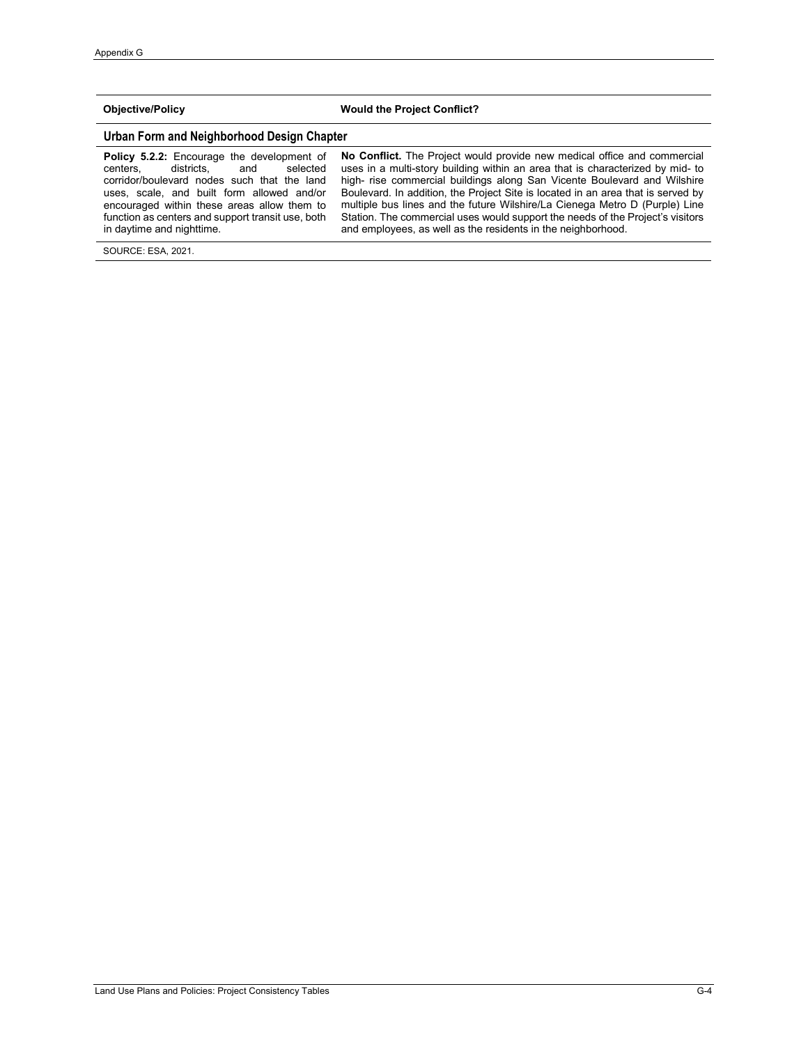| Objective/Policy | Would the Project Conflict? |
|---|---|
| **Urban Form and Neighborhood Design Chapter** | |
| **Policy 5.2.2:** Encourage the development of centers, districts, and selected corridor/boulevard nodes such that the land uses, scale, and built form allowed and/or encouraged within these areas allow them to function as centers and support transit use, both in daytime and nighttime. | **No Conflict.** The Project would provide new medical office and commercial uses in a multi-story building within an area that is characterized by mid- to high- rise commercial buildings along San Vicente Boulevard and Wilshire Boulevard. In addition, the Project Site is located in an area that is served by multiple bus lines and the future Wilshire/La Cienega Metro D (Purple) Line Station. The commercial uses would support the needs of the Project's visitors and employees, as well as the residents in the neighborhood. |

SOURCE: ESA, 2021.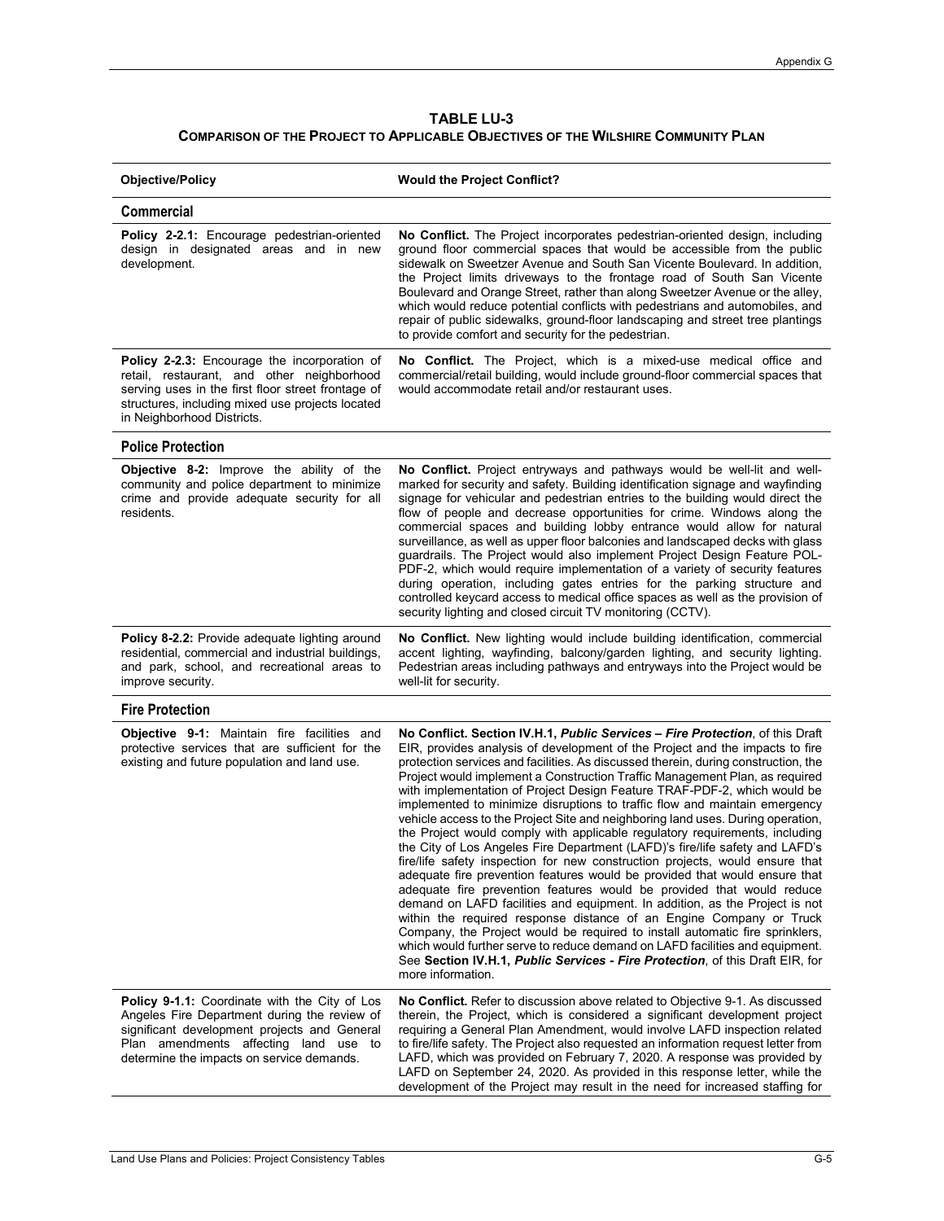**TABLE LU-3**
**COMPARISON OF THE PROJECT TO APPLICABLE OBJECTIVES OF THE WILSHIRE COMMUNITY PLAN**

| Objective/Policy | Would the Project Conflict? |
|---|---|
| **Commercial** | |
| **Policy 2-2.1:** Encourage pedestrian-oriented design in designated areas and in new development. | **No Conflict.** The Project incorporates pedestrian-oriented design, including ground floor commercial spaces that would be accessible from the public sidewalk on Sweetzer Avenue and South San Vicente Boulevard. In addition, the Project limits driveways to the frontage road of South San Vicente Boulevard and Orange Street, rather than along Sweetzer Avenue or the alley, which would reduce potential conflicts with pedestrians and automobiles, and repair of public sidewalks, ground-floor landscaping and street tree plantings to provide comfort and security for the pedestrian. |
| **Policy 2-2.3:** Encourage the incorporation of retail, restaurant, and other neighborhood serving uses in the first floor street frontage of structures, including mixed use projects located in Neighborhood Districts. | **No Conflict.** The Project, which is a mixed-use medical office and commercial/retail building, would include ground-floor commercial spaces that would accommodate retail and/or restaurant uses. |
| **Police Protection** | |
| **Objective 8-2:** Improve the ability of the community and police department to minimize crime and provide adequate security for all residents. | **No Conflict.** Project entryways and pathways would be well-lit and well-marked for security and safety. Building identification signage and wayfinding signage for vehicular and pedestrian entries to the building would direct the flow of people and decrease opportunities for crime. Windows along the commercial spaces and building lobby entrance would allow for natural surveillance, as well as upper floor balconies and landscaped decks with glass guardrails. The Project would also implement Project Design Feature POL-PDF-2, which would require implementation of a variety of security features during operation, including gates entries for the parking structure and controlled keycard access to medical office spaces as well as the provision of security lighting and closed circuit TV monitoring (CCTV). |
| **Policy 8-2.2:** Provide adequate lighting around residential, commercial and industrial buildings, and park, school, and recreational areas to improve security. | **No Conflict.** New lighting would include building identification, commercial accent lighting, wayfinding, balcony/garden lighting, and security lighting. Pedestrian areas including pathways and entryways into the Project would be well-lit for security. |
| **Fire Protection** | |
| **Objective 9-1:** Maintain fire facilities and protective services that are sufficient for the existing and future population and land use. | **No Conflict. Section IV.H.1, *Public Services – Fire Protection***, of this Draft EIR, provides analysis of development of the Project and the impacts to fire protection services and facilities. As discussed therein, during construction, the Project would implement a Construction Traffic Management Plan, as required with implementation of Project Design Feature TRAF-PDF-2, which would be implemented to minimize disruptions to traffic flow and maintain emergency vehicle access to the Project Site and neighboring land uses. During operation, the Project would comply with applicable regulatory requirements, including the City of Los Angeles Fire Department (LAFD)'s fire/life safety and LAFD's fire/life safety inspection for new construction projects, would ensure that adequate fire prevention features would be provided that would ensure that adequate fire prevention features would be provided that would reduce demand on LAFD facilities and equipment. In addition, as the Project is not within the required response distance of an Engine Company or Truck Company, the Project would be required to install automatic fire sprinklers, which would further serve to reduce demand on LAFD facilities and equipment. See **Section IV.H.1, *Public Services - Fire Protection***, of this Draft EIR, for more information. |
| **Policy 9-1.1:** Coordinate with the City of Los Angeles Fire Department during the review of significant development projects and General Plan amendments affecting land use to determine the impacts on service demands. | **No Conflict.** Refer to discussion above related to Objective 9-1. As discussed therein, the Project, which is considered a significant development project requiring a General Plan Amendment, would involve LAFD inspection related to fire/life safety. The Project also requested an information request letter from LAFD, which was provided on February 7, 2020. A response was provided by LAFD on September 24, 2020. As provided in this response letter, while the development of the Project may result in the need for increased staffing for |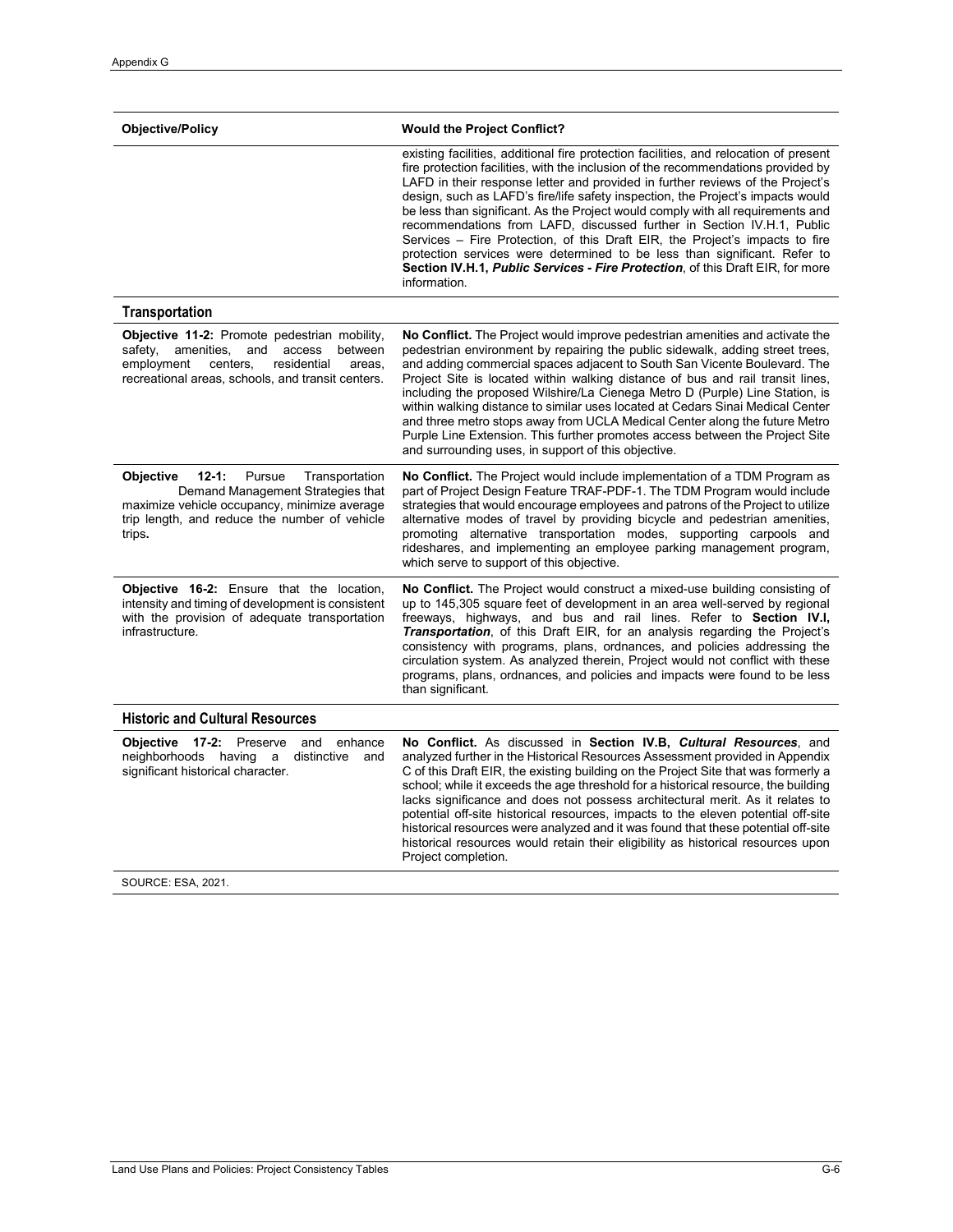| Objective/Policy | Would the Project Conflict? |
|---|---|
| | existing facilities, additional fire protection facilities, and relocation of present fire protection facilities, with the inclusion of the recommendations provided by LAFD in their response letter and provided in further reviews of the Project's design, such as LAFD's fire/life safety inspection, the Project's impacts would be less than significant. As the Project would comply with all requirements and recommendations from LAFD, discussed further in Section IV.H.1, Public Services – Fire Protection, of this Draft EIR, the Project's impacts to fire protection services were determined to be less than significant. Refer to **Section IV.H.1, *Public Services - Fire Protection***, of this Draft EIR, for more information. |
| **Transportation** | |
| **Objective 11-2:** Promote pedestrian mobility, safety, amenities, and access between employment centers, residential areas, recreational areas, schools, and transit centers. | **No Conflict.** The Project would improve pedestrian amenities and activate the pedestrian environment by repairing the public sidewalk, adding street trees, and adding commercial spaces adjacent to South San Vicente Boulevard. The Project Site is located within walking distance of bus and rail transit lines, including the proposed Wilshire/La Cienega Metro D (Purple) Line Station, is within walking distance to similar uses located at Cedars Sinai Medical Center and three metro stops away from UCLA Medical Center along the future Metro Purple Line Extension. This further promotes access between the Project Site and surrounding uses, in support of this objective. |
| **Objective 12-1:** Pursue Transportation Demand Management Strategies that maximize vehicle occupancy, minimize average trip length, and reduce the number of vehicle trips**.** | **No Conflict.** The Project would include implementation of a TDM Program as part of Project Design Feature TRAF-PDF-1. The TDM Program would include strategies that would encourage employees and patrons of the Project to utilize alternative modes of travel by providing bicycle and pedestrian amenities, promoting alternative transportation modes, supporting carpools and rideshares, and implementing an employee parking management program, which serve to support of this objective. |
| **Objective 16-2:** Ensure that the location, intensity and timing of development is consistent with the provision of adequate transportation infrastructure. | **No Conflict.** The Project would construct a mixed-use building consisting of up to 145,305 square feet of development in an area well-served by regional freeways, highways, and bus and rail lines. Refer to **Section IV.I, *Transportation***, of this Draft EIR, for an analysis regarding the Project's consistency with programs, plans, ordnances, and policies addressing the circulation system. As analyzed therein, Project would not conflict with these programs, plans, ordnances, and policies and impacts were found to be less than significant. |
| **Historic and Cultural Resources** | |
| **Objective 17-2:** Preserve and enhance neighborhoods having a distinctive and significant historical character. | **No Conflict.** As discussed in **Section IV.B, *Cultural Resources***, and analyzed further in the Historical Resources Assessment provided in Appendix C of this Draft EIR, the existing building on the Project Site that was formerly a school; while it exceeds the age threshold for a historical resource, the building lacks significance and does not possess architectural merit. As it relates to potential off-site historical resources, impacts to the eleven potential off-site historical resources were analyzed and it was found that these potential off-site historical resources would retain their eligibility as historical resources upon Project completion. |

SOURCE: ESA, 2021.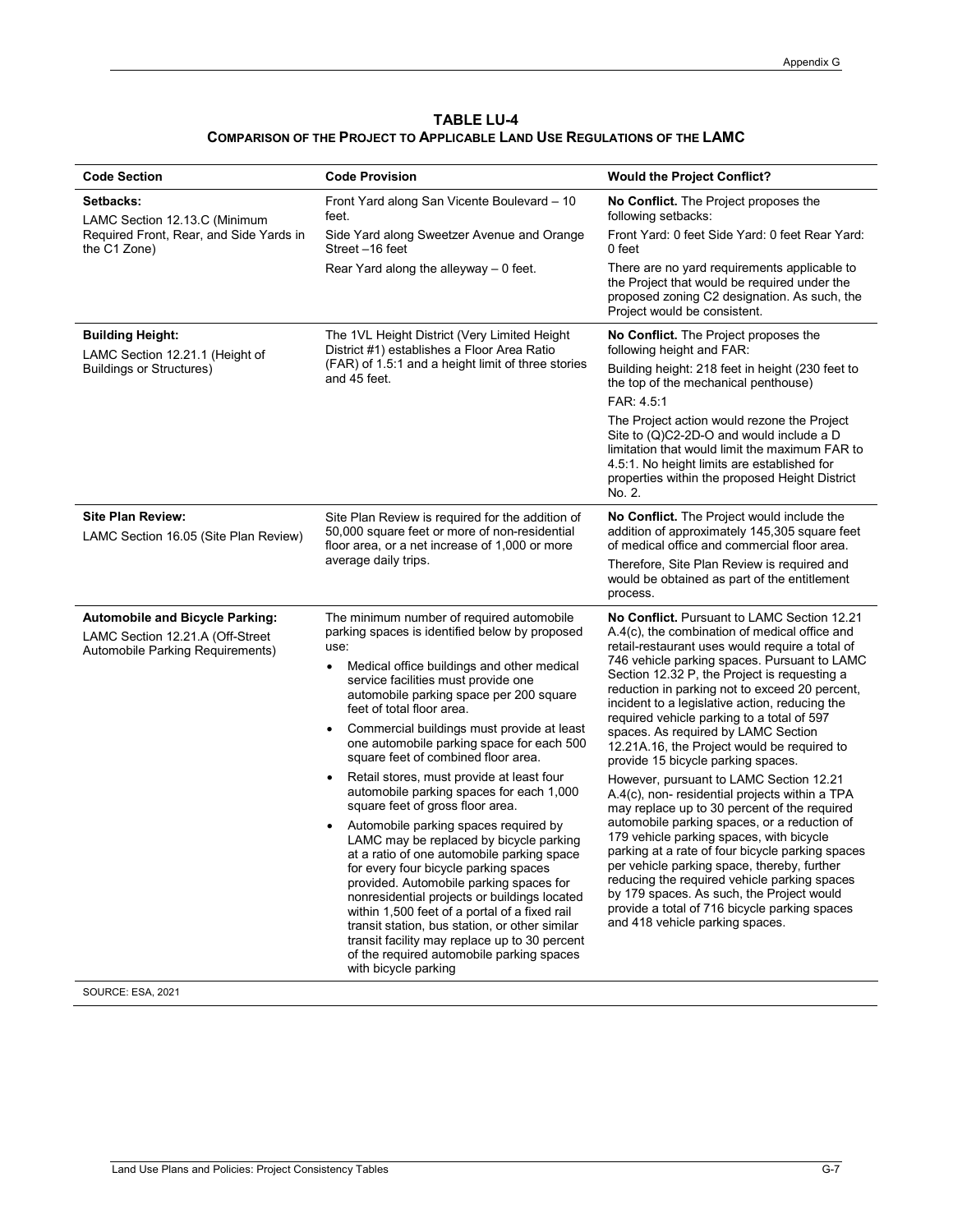**TABLE LU-4**
**COMPARISON OF THE PROJECT TO APPLICABLE LAND USE REGULATIONS OF THE LAMC**

| Code Section | Code Provision | Would the Project Conflict? |
|---|---|---|
| **Setbacks:**<br>LAMC Section 12.13.C (Minimum Required Front, Rear, and Side Yards in the C1 Zone) | Front Yard along San Vicente Boulevard – 10 feet.<br>Side Yard along Sweetzer Avenue and Orange Street –16 feet<br>Rear Yard along the alleyway – 0 feet. | **No Conflict.** The Project proposes the following setbacks:<br>Front Yard: 0 feet Side Yard: 0 feet Rear Yard: 0 feet<br>There are no yard requirements applicable to the Project that would be required under the proposed zoning C2 designation. As such, the Project would be consistent. |
| **Building Height:**<br>LAMC Section 12.21.1 (Height of Buildings or Structures) | The 1VL Height District (Very Limited Height District #1) establishes a Floor Area Ratio (FAR) of 1.5:1 and a height limit of three stories and 45 feet. | **No Conflict.** The Project proposes the following height and FAR:<br>Building height: 218 feet in height (230 feet to the top of the mechanical penthouse)<br>FAR: 4.5:1<br>The Project action would rezone the Project Site to (Q)C2-2D-O and would include a D limitation that would limit the maximum FAR to 4.5:1. No height limits are established for properties within the proposed Height District No. 2. |
| **Site Plan Review:**<br>LAMC Section 16.05 (Site Plan Review) | Site Plan Review is required for the addition of 50,000 square feet or more of non-residential floor area, or a net increase of 1,000 or more average daily trips. | **No Conflict.** The Project would include the addition of approximately 145,305 square feet of medical office and commercial floor area.<br>Therefore, Site Plan Review is required and would be obtained as part of the entitlement process. |
| **Automobile and Bicycle Parking:**<br>LAMC Section 12.21.A (Off-Street Automobile Parking Requirements) | The minimum number of required automobile parking spaces is identified below by proposed use:<br>• Medical office buildings and other medical service facilities must provide one automobile parking space per 200 square feet of total floor area.<br>• Commercial buildings must provide at least one automobile parking space for each 500 square feet of combined floor area.<br>• Retail stores, must provide at least four automobile parking spaces for each 1,000 square feet of gross floor area.<br>• Automobile parking spaces required by LAMC may be replaced by bicycle parking at a ratio of one automobile parking space for every four bicycle parking spaces provided. Automobile parking spaces for nonresidential projects or buildings located within 1,500 feet of a portal of a fixed rail transit station, bus station, or other similar transit facility may replace up to 30 percent of the required automobile parking spaces with bicycle parking | **No Conflict.** Pursuant to LAMC Section 12.21 A.4(c), the combination of medical office and retail-restaurant uses would require a total of 746 vehicle parking spaces. Pursuant to LAMC Section 12.32 P, the Project is requesting a reduction in parking not to exceed 20 percent, incident to a legislative action, reducing the required vehicle parking to a total of 597 spaces. As required by LAMC Section 12.21A.16, the Project would be required to provide 15 bicycle parking spaces.<br>However, pursuant to LAMC Section 12.21 A.4(c), non- residential projects within a TPA may replace up to 30 percent of the required automobile parking spaces, or a reduction of 179 vehicle parking spaces, with bicycle parking at a rate of four bicycle parking spaces per vehicle parking space, thereby, further reducing the required vehicle parking spaces by 179 spaces. As such, the Project would provide a total of 716 bicycle parking spaces and 418 vehicle parking spaces. |

SOURCE: ESA, 2021